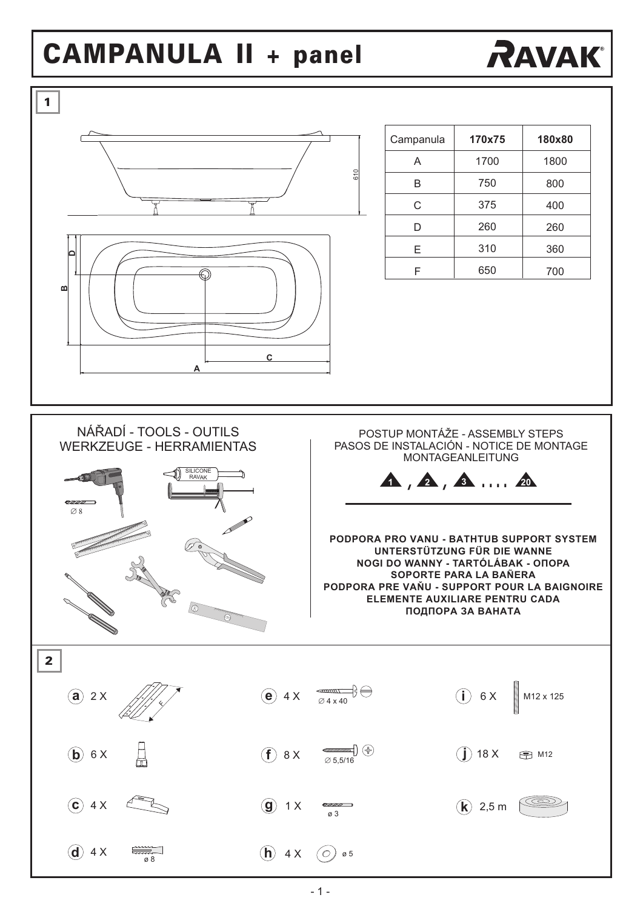# CAMPANULA II + panel

RAVAK

**1**

610

D

B

C

A

| Campanula | 170x75 | 180x80 |
|---|---|---|
| A | 1700 | 1800 |
| B | 750 | 800 |
| C | 375 | 400 |
| D | 260 | 260 |
| E | 310 | 360 |
| F | 650 | 700 |

NÁŘADÍ - TOOLS - OUTILS
WERKZEUGE - HERRAMIENTAS

SILICONE RAVAK

∅ 8

POSTUP MONTÁŽE - ASSEMBLY STEPS
PASOS DE INSTALACIÓN - NOTICE DE MONTAGE
MONTAGEANLEITUNG

1, 2, 3 .... 20

**PODPORA PRO VANU - BATHTUB SUPPORT SYSTEM**
**UNTERSTÜTZUNG FÜR DIE WANNE**
**NOGI DO WANNY - TARTÓLÁBAK - ОПОРА**
**SOPORTE PARA LA BAÑERA**
**PODPORA PRE VAŇU - SUPPORT POUR LA BAIGNOIRE**
**ELEMENTE AUXILIARE PENTRU CADA**
**ПОДПОРА ЗА ВАНАТА**

**2**

a 2 X F

b 6 X

c 4 X

d 4 X ø 8

e 4 X ∅ 4 x 40

f 8 X ∅ 5,5/16

g 1 X ø 3

h 4 X ø 5

i 6 X M12 x 125

j 18 X M12

k 2,5 m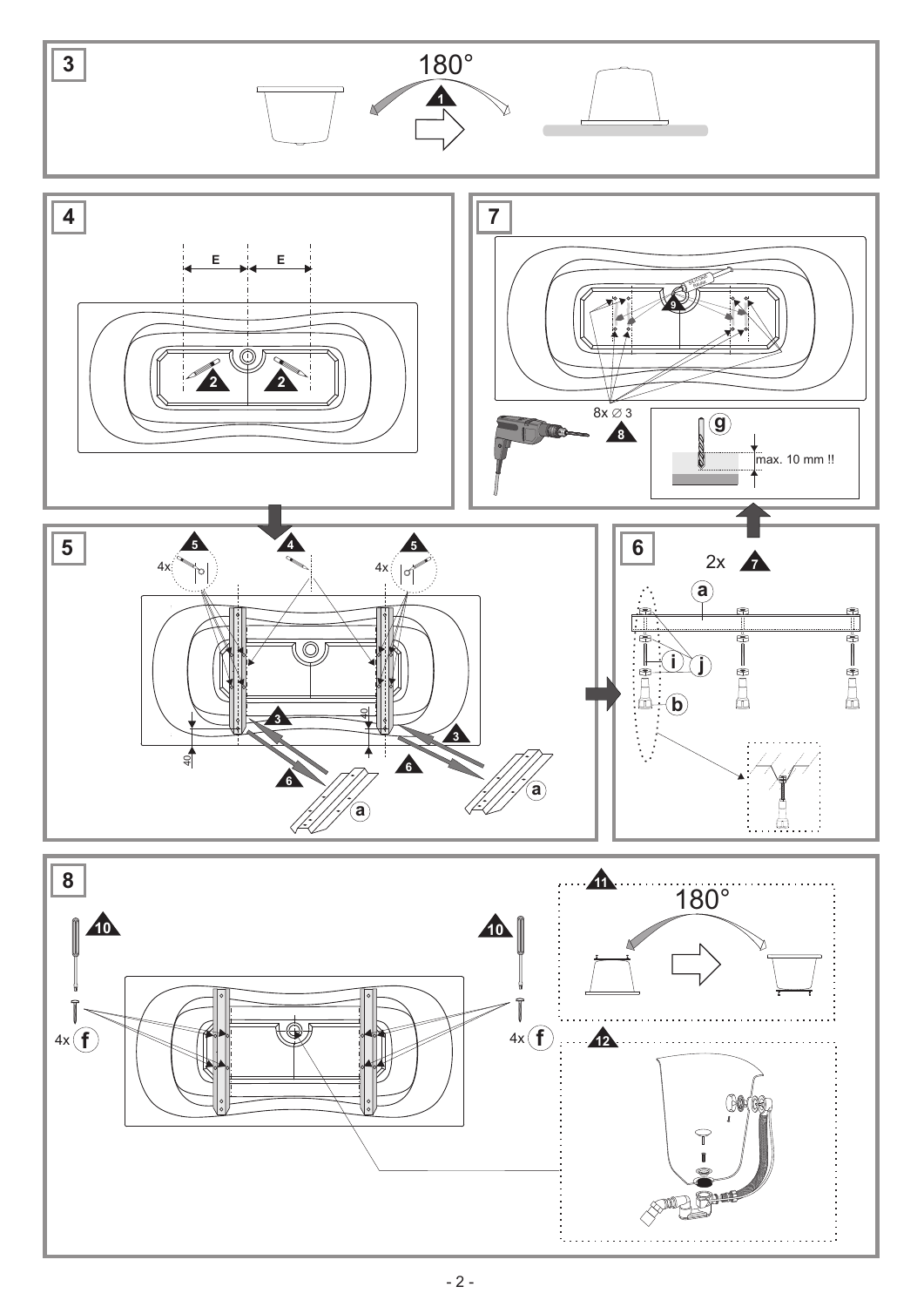3

180°

1

4

E E

2 2

7

9

8x ∅ 3

8

g

max. 10 mm !!

5

5 4 5

4x 4x

3 3

40 40

6 6

a a

6

2x 7

a

i j

b

8

11

180°

10 10

4x f 4x f

12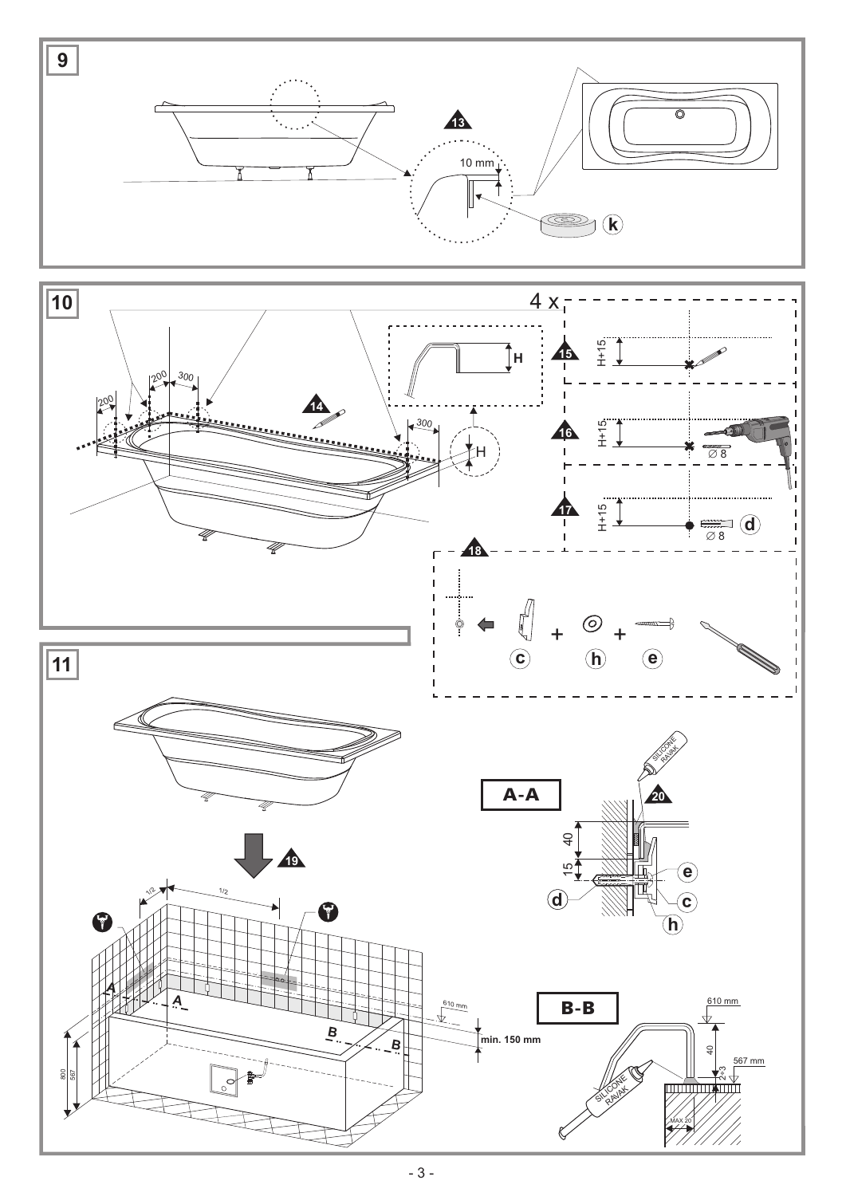9

13

10 mm

k

10

4 x

200

200

300

300

14

H

H

15

H+15

16

H+15

∅ 8

17

H+15

∅ 8

d

18

c

h

e

11

19

A-A

20

SILICONE RAVAK

40

15

e

d

c

h

1/2

1/2

A

A

B

B

610 mm

min. 150 mm

800

567

B-B

610 mm

40

2÷3

567 mm

MAX 20

SILICONE RAVAK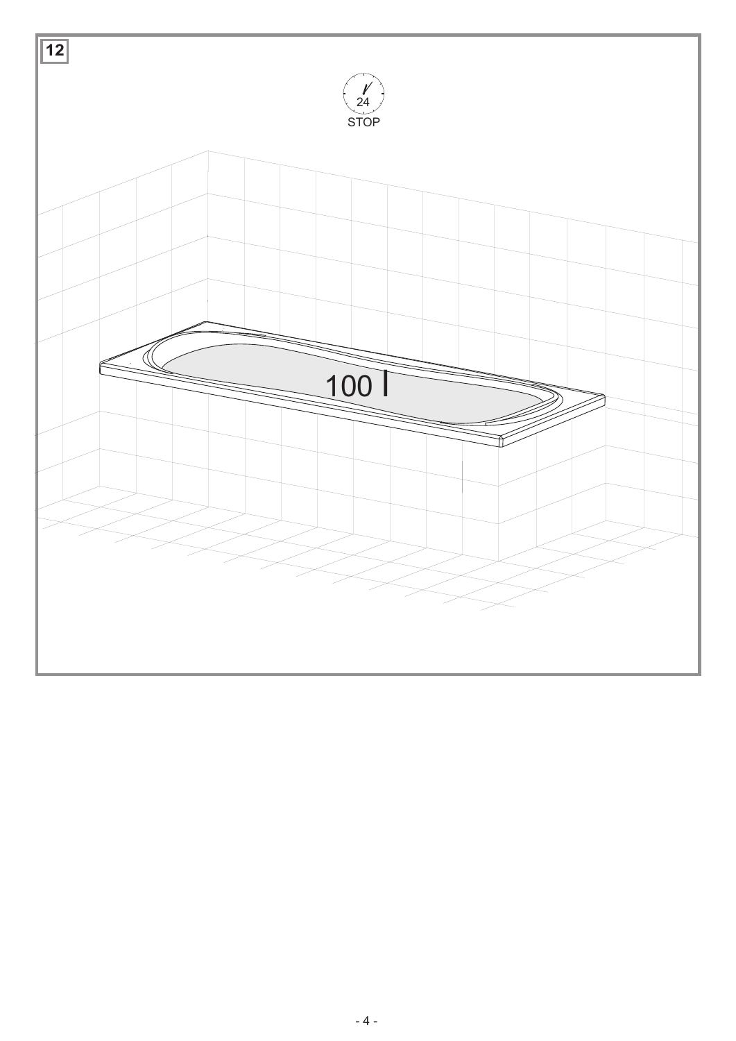**12**

24

STOP

100 l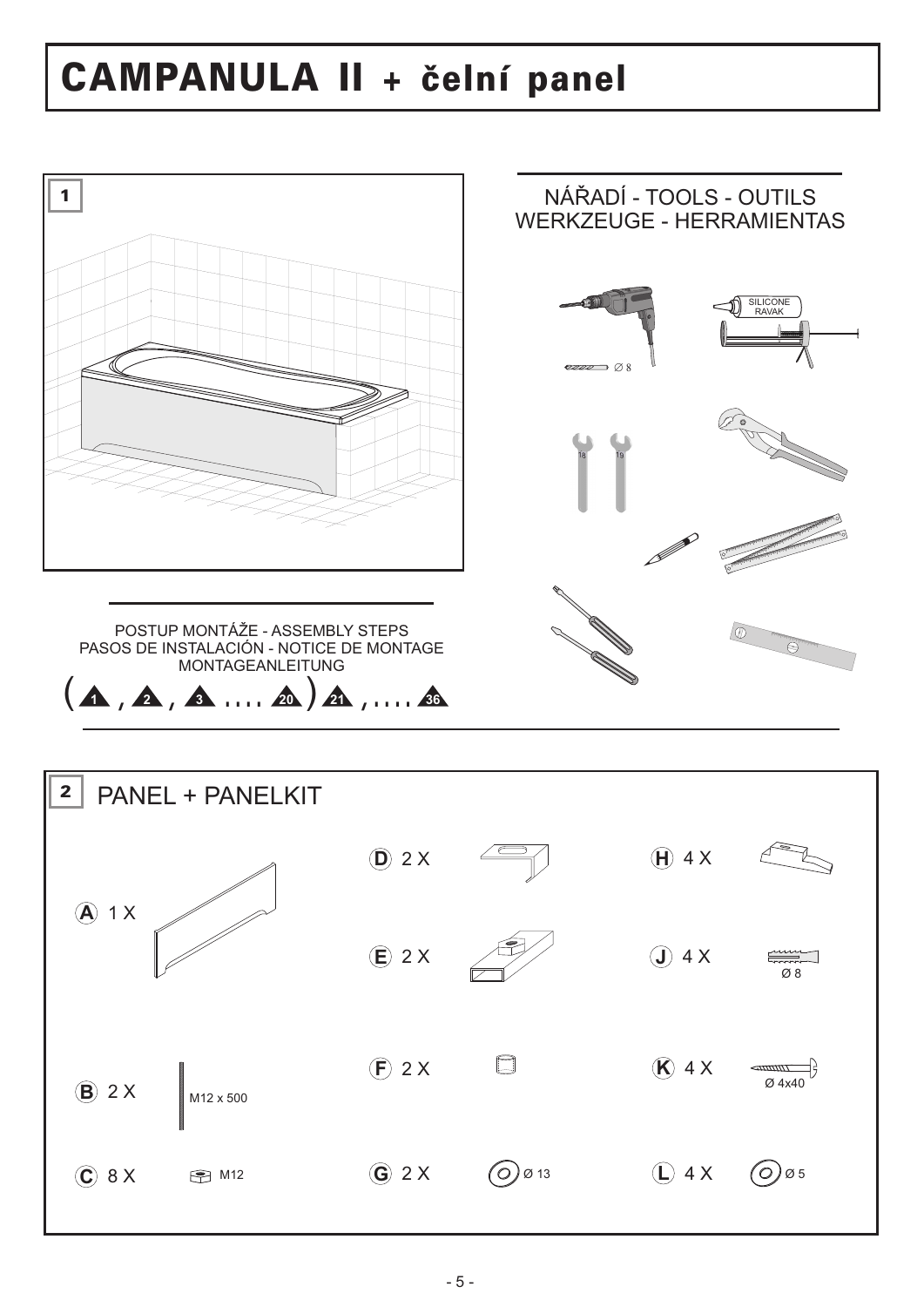# CAMPANULA II + čelní panel

**1**

NÁŘADÍ - TOOLS - OUTILS
WERKZEUGE - HERRAMIENTAS

SILICONE
RAVAK

Ø 8

18 19

POSTUP MONTÁŽE - ASSEMBLY STEPS
PASOS DE INSTALACIÓN - NOTICE DE MONTAGE
MONTAGEANLEITUNG

( 1 , 2 , 3 .... 20 ) 21 , .... 36

**2** PANEL + PANELKIT

| | | |
|---|---|---|
| A 1 X | D 2 X | H 4 X |
| | E 2 X | J 4 X Ø 8 |
| B 2 X M12 x 500 | F 2 X | K 4 X Ø 4x40 |
| C 8 X M12 | G 2 X Ø 13 | L 4 X Ø 5 |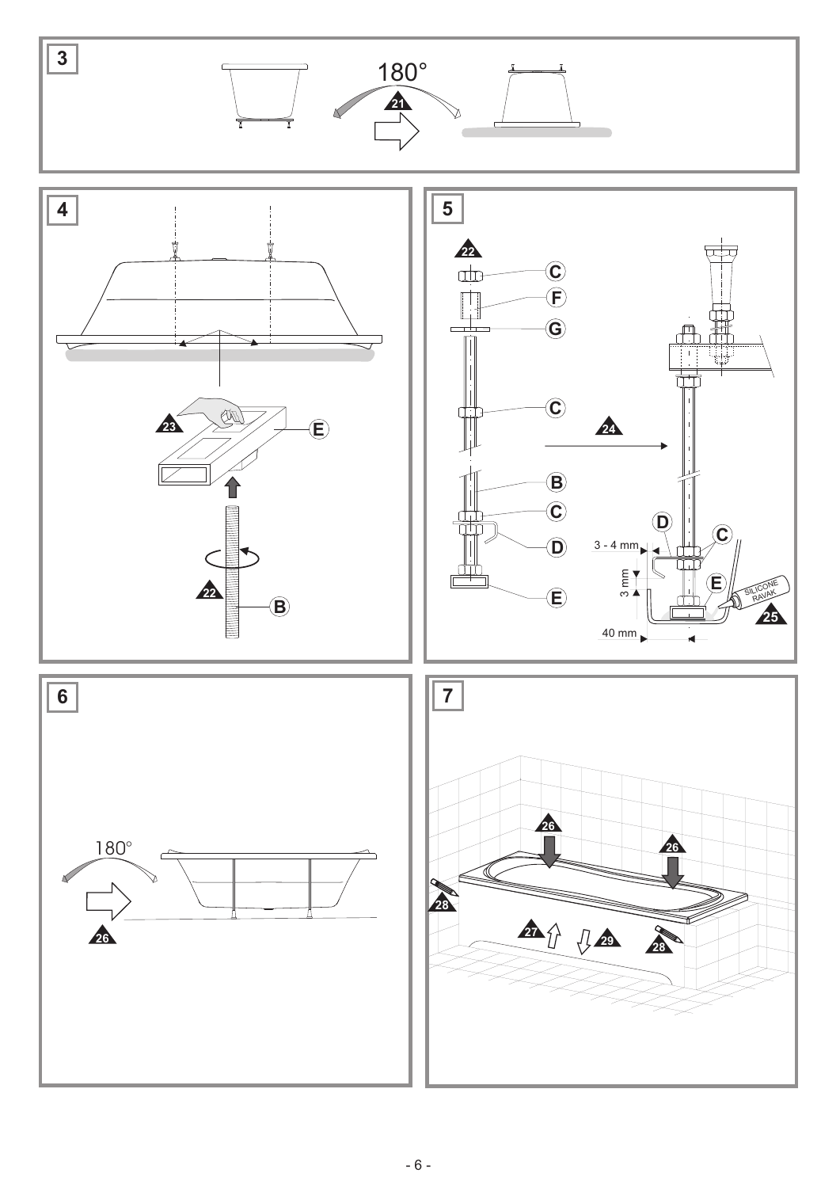3

180°

21

4

23

E

22

B

5

22

C

F

G

C

B

C

D

E

24

D

C

3 - 4 mm

3 mm

E

SILICONE RAVAK

25

40 mm

6

180°

26

7

26

26

28

27

29

28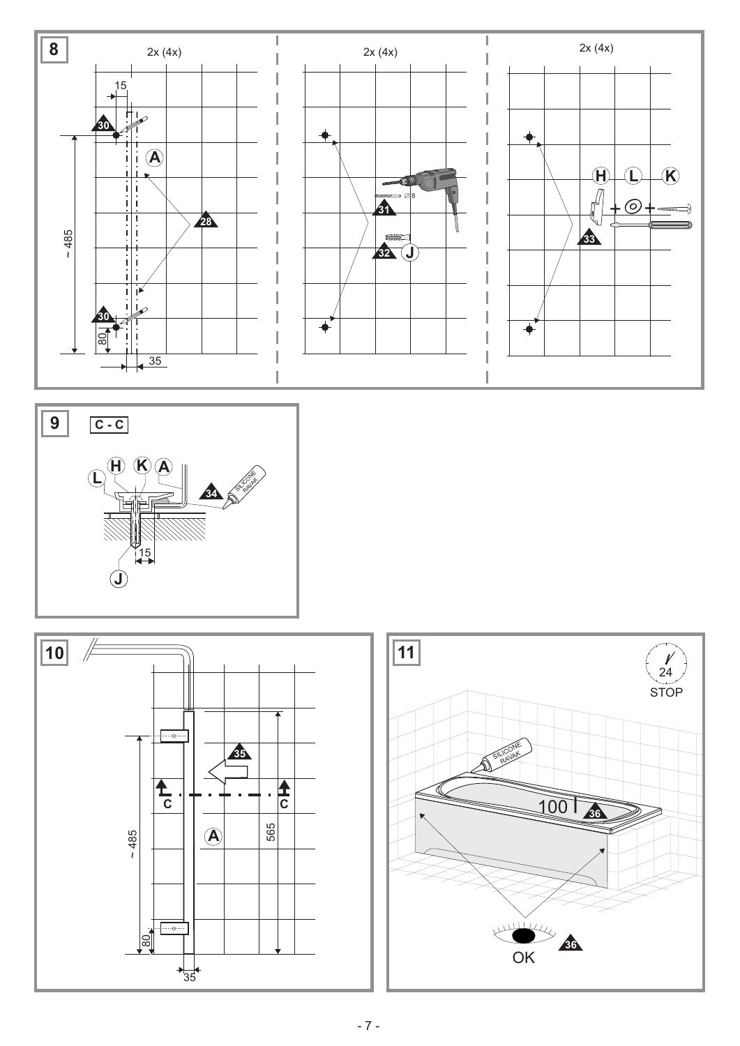8

2x (4x)

15

30

A

28

~ 485

30

80

35

2x (4x)

31

Ø 8

32

J

2x (4x)

H L K

33

9

C - C

H K A

L

34

SILICONE RAVAK

15

J

10

35

C C

A

~ 485

565

80

35

11

24

STOP

SILICONE RAVAK

100

36

OK

36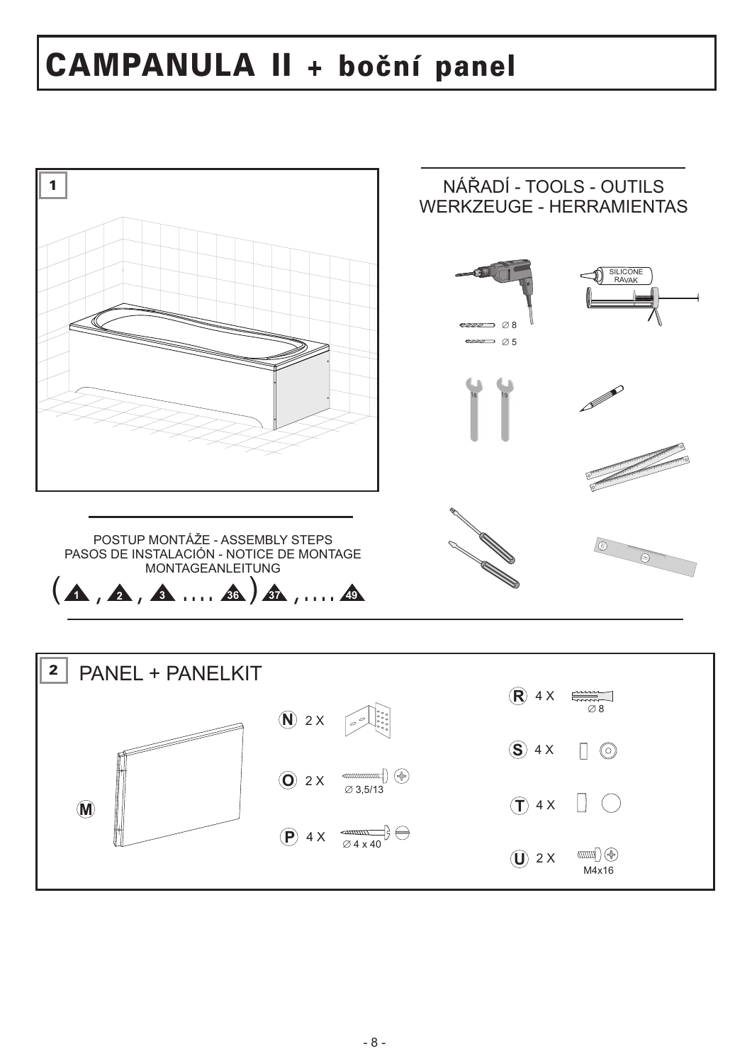# CAMPANULA II + boční panel

1

NÁŘADÍ - TOOLS - OUTILS
WERKZEUGE - HERRAMIENTAS

SILICONE RAVAK

∅ 8
∅ 5

18
19

POSTUP MONTÁŽE - ASSEMBLY STEPS
PASOS DE INSTALACIÓN - NOTICE DE MONTAGE
MONTAGEANLEITUNG

( 1 , 2 , 3 .... 36 ) 37 , .... 49

2 PANEL + PANELKIT

M

N 2 X

O 2 X ∅ 3,5/13

P 4 X ∅ 4 x 40

R 4 X ∅ 8

S 4 X

T 4 X

U 2 X M4x16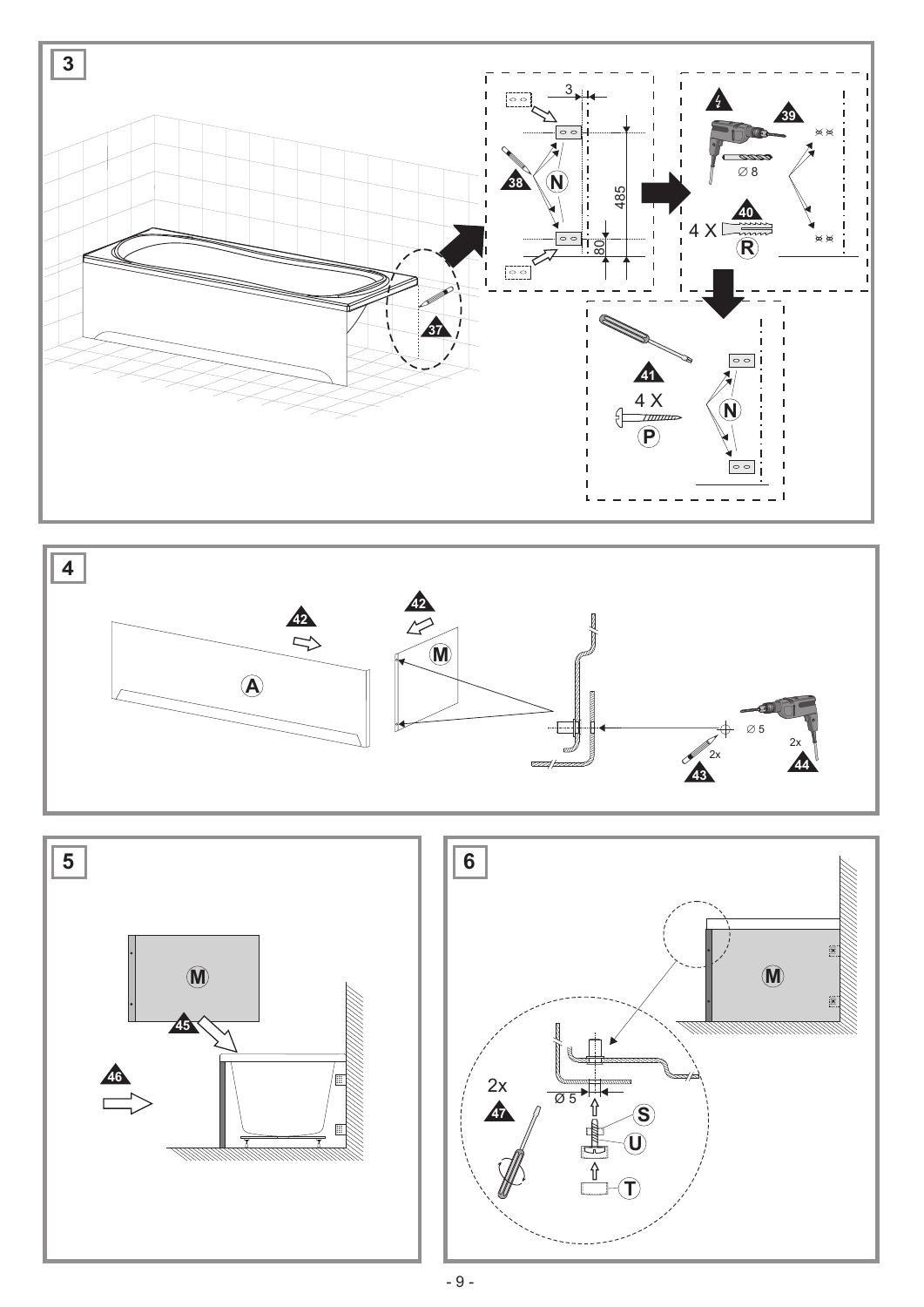3

3

485

80

38

N

39

⌀ 8

40

4 X

R

37

41

4 X

P

N

4

42

42

A

M

⌀ 5

2x

2x

43

44

5

M

45

46

6

M

2x

47

⌀ 5

S

U

T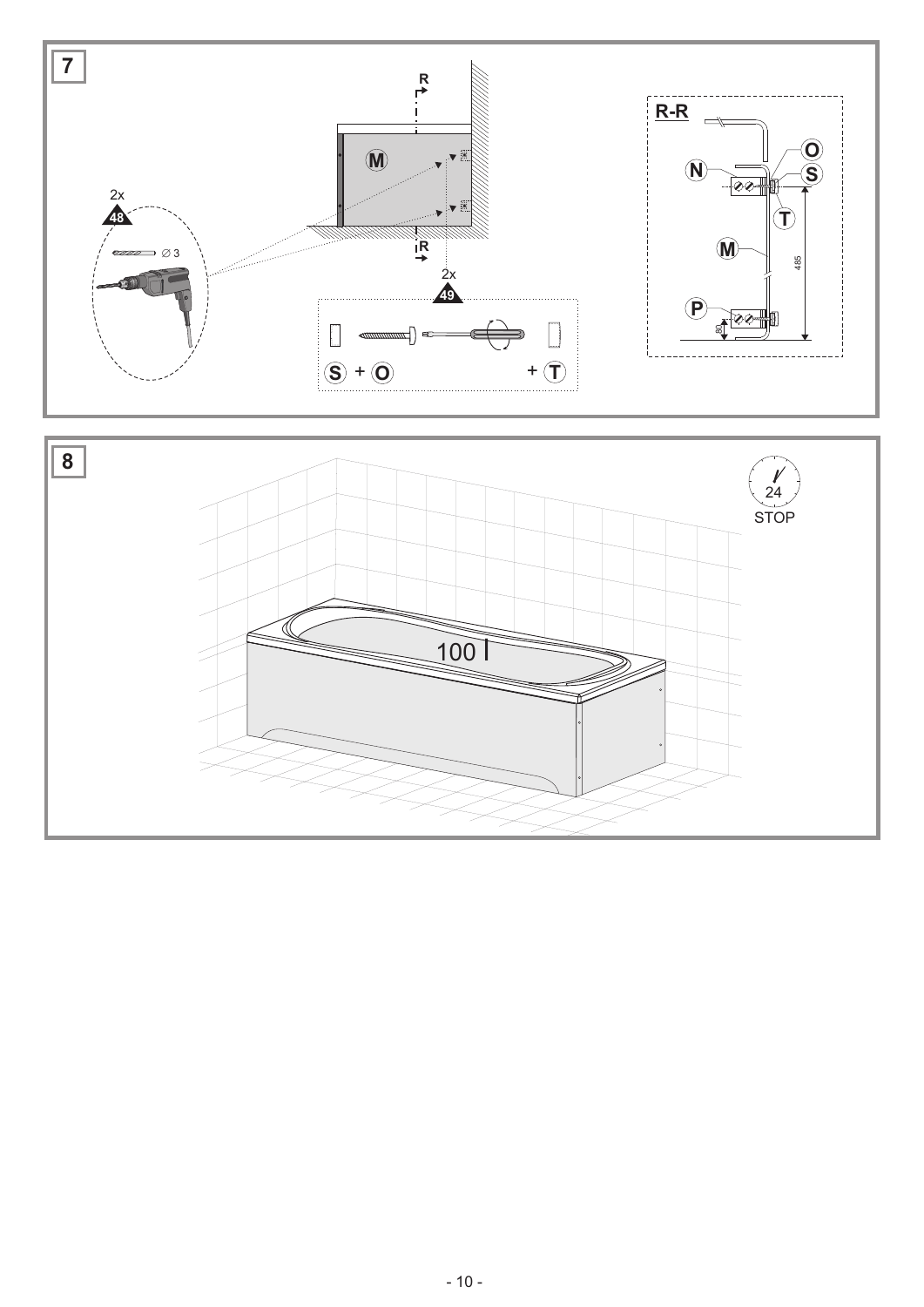7

R

M

R

2x

48

∅ 3

2x

49

S + O

+ T

R-R

O

N

S

T

M

485

P

80

8

24

STOP

100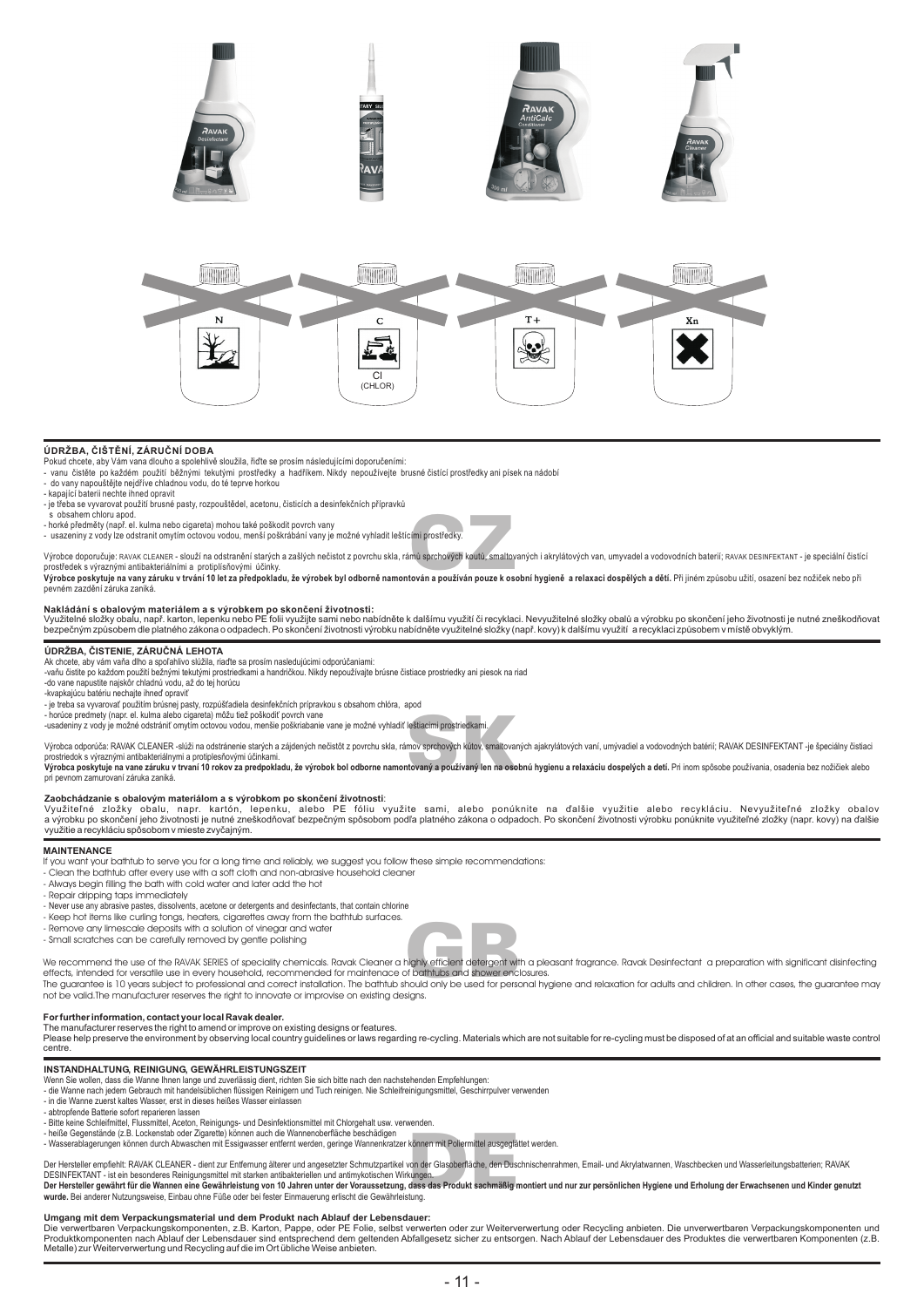N

C

Cl
(CHLOR)

T+

Xn

## ÚDRŽBA, ČIŠTĚNÍ, ZÁRUČNÍ DOBA

Pokud chcete, aby Vám vana dlouho a spolehlivě sloužila, řiďte se prosím následujícími doporučeními:

- vanu čistěte po každém použití běžnými tekutými prostředky a hadříkem. Nikdy nepoužívejte brusné čistící prostředky ani písek na nádobí
- do vany napouštějte nejdříve chladnou vodu, do té teprve horkou
- kapající baterii nechte ihned opravit
- je třeba se vyvarovat použití brusné pasty, rozpouštědel, acetonu, čisticích a desinfekčních přípravků s obsahem chloru apod.
- horké předměty (např. el. kulma nebo cigareta) mohou také poškodit povrch vany
- usazeniny z vody lze odstranit omytím octovou vodou, menší poškrábání vany je možné vyhladit leštícími prostředky.

CZ

Výrobce doporučuje: RAVAK CLEANER - slouží na odstranění starých a zašlých nečistot z povrchu skla, rámů sprchových koutů, smaltovaných i akrylátových van, umyvadel a vodovodních baterií; RAVAK DESINFEKTANT - je speciální čistící prostředek s výraznými antibakteriálními a protiplísňovými účinky.

**Výrobce poskytuje na vany záruku v trvání 10 let za předpokladu, že výrobek byl odborně namontován a používán pouze k osobní hygieně a relaxaci dospělých a dětí.** Při jiném způsobu užití, osazení bez nožiček nebo při pevném zazdění záruka zaniká.

### Nakládání s obalovým materiálem a s výrobkem po skončení životnosti:

Využitelné složky obalu, např. karton, lepenku nebo PE folii využijte sami nebo nabídněte k dalšímu využití či recyklaci. Nevyužitelné složky obalů a výrobku po skončení jeho životnosti je nutné zneškodňovat bezpečným způsobem dle platného zákona o odpadech. Po skončení životnosti výrobku nabídněte využitelné složky (např. kovy) k dalšímu využití a recyklaci způsobem v místě obvyklým.

## ÚDRŽBA, ČISTENIE, ZÁRUČNÁ LEHOTA

Ak chcete, aby vám vaňa dlho a spoľahlivo slúžila, riaďte sa prosím nasledujúcimi odporúčaniami:

- vaňu čistite po každom použití bežnými tekutými prostriedkami a handričkou. Nikdy nepoužívajte brúsne čistiace prostriedky ani piesok na riad
- do vane napustite najskôr chladnú vodu, až do tej horúcu
- kvapkajúcu batériu nechajte ihneď opraviť
- je treba sa vyvarovať použitiu brúsnej pasty, rozpúšťadiela desinfekčních prípravkov s obsahom chlóra, apod
- horúce predmety (napr. el. kulma alebo cigareta) môžu tiež poškodiť povrch vane
- usadeniny z vody je možné odstrániť omytím octovou vodou, menšie poškriabanie vane je možné vyhladiť leštiacimi prostriedkami.

SK

Výrobca odporúča: RAVAK CLEANER -slúži na odstránenie starých a zájdených nečistôt z povrchu skla, rámov sprchových kútov, smaltovaných ajakrylátových vaní, umývadiel a vodovodných batérií; RAVAK DESINFEKTANT -je špeciálny čistiaci prostriedok s výraznými antibakteriálnymi a protiplesňovými účinkami.

**Výrobca poskytuje na vane záruku v trvaní 10 rokov za predpokladu, že výrobok bol odborne namontovaný a používaný len na osobnú hygienu a relaxáciu dospelých a detí.** Pri inom spôsobe používania, osadenia bez nožičiek alebo pri pevnom zamurovaní záruka zaniká.

### Zaobchádzanie s obalovým materiálom a s výrobkom po skončení životnosti:

Využiteľné zložky obalu, napr. kartón, lepenku, alebo PE fóliu využite sami, alebo ponúknite na ďalšie využitie alebo recykláciu. Nevyužiteľné zložky obalov a výrobku po skončení jeho životnosti je nutné zneškodňovať bezpečným spôsobom podľa platného zákona o odpadoch. Po skončení životnosti výrobku ponúknite využiteľné zložky (napr. kovy) na ďalšie využitie a recykláciu spôsobom v mieste zvyčajným.

## MAINTENANCE

If you want your bathtub to serve you for a long time and reliably, we suggest you follow these simple recommendations:

- Clean the bathtub after every use with a soft cloth and non-abrasive household cleaner
- Always begin filling the bath with cold water and later add the hot
- Repair dripping taps immediately
- Never use any abrasive pastes, dissolvents, acetone or detergents and desinfectants, that contain chlorine
- Keep hot items like curling tongs, heaters, cigarettes away from the bathtub surfaces.
- Remove any limescale deposits with a solution of vinegar and water
- Small scratches can be carefully removed by gentle polishing

GB

We recommend the use of the RAVAK SERIES of speciality chemicals. Ravak Cleaner a highly efficient detergent with a pleasant fragrance. Ravak Desinfectant a preparation with significant disinfecting effects, intended for versatile use in every household, recommended for maintenace of bathtubs and shower enclosures.

The guarantee is 10 years subject to professional and correct installation. The bathtub should only be used for personal hygiene and relaxation for adults and children. In other cases, the guarantee may not be valid.The manufacturer reserves the right to innovate or improvise on existing designs.

### For further information, contact your local Ravak dealer.

The manufacturer reserves the right to amend or improve on existing designs or features.

Please help preserve the environment by observing local country guidelines or laws regarding re-cycling. Materials which are not suitable for re-cycling must be disposed of at an official and suitable waste control centre.

## INSTANDHALTUNG, REINIGUNG, GEWÄHRLEISTUNGSZEIT

Wenn Sie wollen, dass die Wanne Ihnen lange und zuverlässig dient, richten Sie sich bitte nach den nachstehenden Empfehlungen:

- die Wanne nach jedem Gebrauch mit handelsüblichen flüssigen Reinigern und Tuch reinigen. Nie Schleifreinigungsmittel, Geschirrpulver verwenden
- in die Wanne zuerst kaltes Wasser, erst in dieses heißes Wasser einlassen
- abtropfende Batterie sofort reparieren lassen
- Bitte keine Schleifmittel, Flussmittel, Aceton, Reinigungs- und Desinfektionsmittel mit Chlorgehalt usw. verwenden.
- heiße Gegenstände (z.B. Lockenstab oder Zigarette) können auch die Wannenoberfläche beschädigen
- Wasserablagerungen können durch Abwaschen mit Essigwasser entfernt werden, geringe Wannenkratzer können mit Poliermittel ausgeglättet werden.

DE

Der Hersteller empfiehlt: RAVAK CLEANER - dient zur Entfernung älterer und angesetzter Schmutzpartikel von der Glasoberfläche, den Duschnischenrahmen, Email- und Akrylatwannen, Waschbecken und Wasserleitungsbatterien; RAVAK DESINFEKTANT - ist ein besonderes Reinigungsmittel mit starken antibakteriellen und antimykotischen Wirkungen.

**Der Hersteller gewährt für die Wannen eine Gewährleistung von 10 Jahren unter der Voraussetzung, dass das Produkt sachmäßig montiert und nur zur persönlichen Hygiene und Erholung der Erwachsenen und Kinder genutzt wurde.** Bei anderer Nutzungsweise, Einbau ohne Füße oder bei fester Einmauerung erlischt die Gewährleistung.

### Umgang mit dem Verpackungsmaterial und dem Produkt nach Ablauf der Lebensdauer:

Die verwertbaren Verpackungskomponenten, z.B. Karton, Pappe, oder PE Folie, selbst verwerten oder zur Weiterverwertung oder Recycling anbieten. Die unverwertbaren Verpackungskomponenten und Produktkomponenten nach Ablauf der Lebensdauer sind entsprechend dem geltenden Abfallgesetz sicher zu entsorgen. Nach Ablauf der Lebensdauer des Produktes die verwertbaren Komponenten (z.B. Metalle) zur Weiterverwertung und Recycling auf die im Ort übliche Weise anbieten.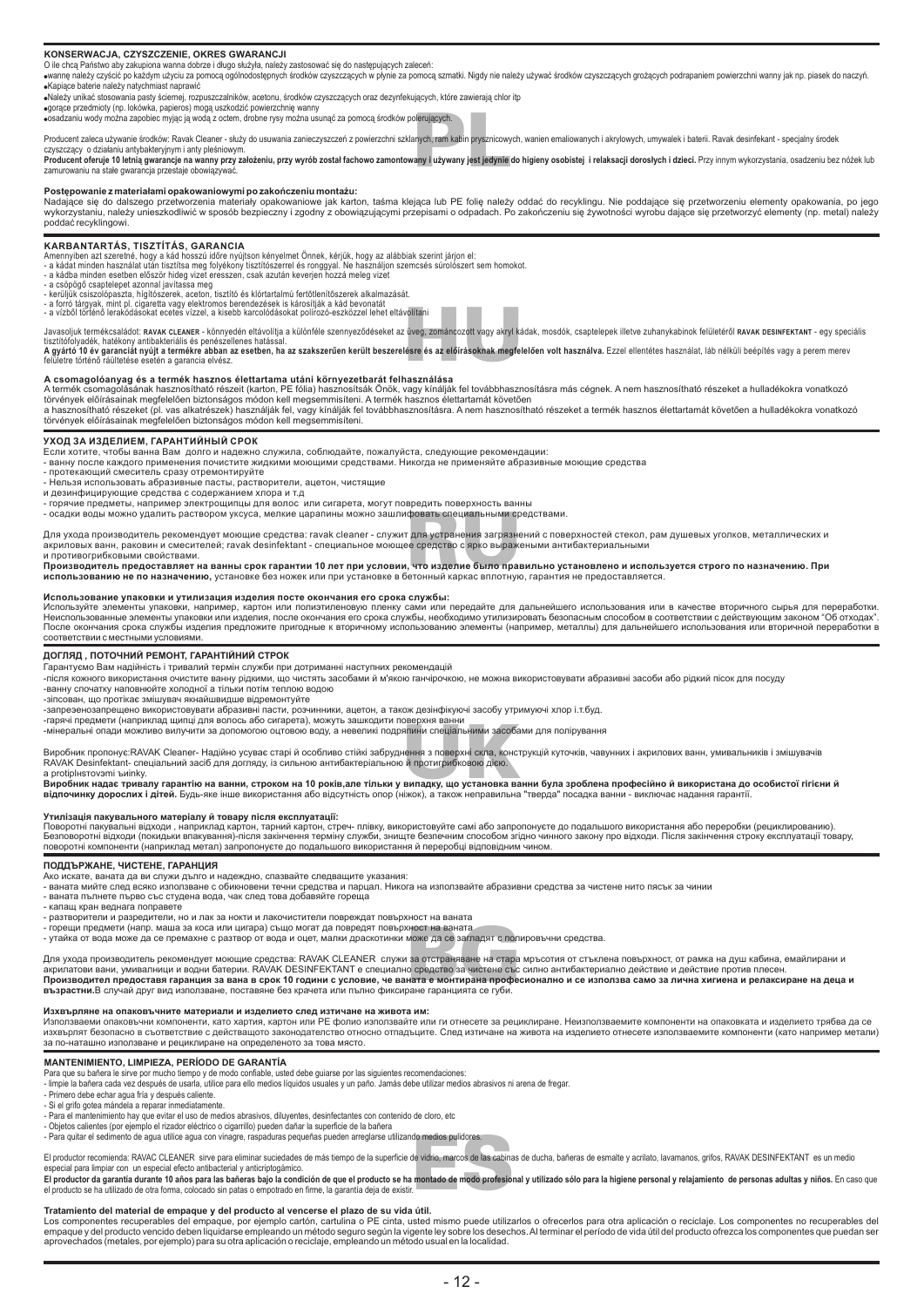## KONSERWACJA, CZYSZCZENIE, OKRES GWARANCJI

O ile chcą Państwo aby zakupiona wanna dobrze i długo służyła, należy zastosować się do następujących zaleceń:

- wannę należy czyścić po każdym użyciu za pomocą ogólnodostępnych środków czyszczących w płynie za pomocą szmatki. Nigdy nie należy używać środków czyszczących grożących podrapaniem powierzchni wanny jak np. piasek do naczyń.
- Kapiące baterie należy natychmiast naprawić
- Należy unikać stosowania pasty ściernej, rozpuszczalników, acetonu, środków czyszczących oraz dezynfekujących, które zawierają chlor itp
- gorące przedmioty (np. lokówka, papieros) mogą uszkodzić powierzchnię wanny
- osadzaniu wody można zapobiec myjąc ją wodą z octem, drobne rysy można usunąć za pomocą środków polerujących.

Producent zaleca używanie środków: Ravak Cleaner - służy do usuwania zanieczyszczeń z powierzchni szklanych, ram kabin prysznicowych, wanien emaliowanych i akrylowych, umywalek i baterii. Ravak desinfekant - specjalny środek czyszczący o działaniu antybakteryjnym i anty pleśniowym.

**Producent oferuje 10 letnią gwarancje na wanny przy założeniu, przy wyrób został fachowo zamontowany i używany jest jedynie do higieny osobistej i relaksacji dorosłych i dzieci.** Przy innym wykorzystania, osadzeniu bez nóżek lub zamurowaniu na stałe gwarancja przestaje obowiązywać.

### Postępowanie z materiałami opakowaniowymi po zakończeniu montażu:

Nadające się do dalszego przetworzenia materiały opakowaniowe jak karton, taśma klejąca lub PE folię należy oddać do recyklingu. Nie poddające się przetworzeniu elementy opakowania, po jego wykorzystaniu, należy unieszkodliwić w sposób bezpieczny i zgodny z obowiązującymi przepisami o odpadach. Po zakończeniu się żywotności wyrobu dające się przetworzyć elementy (np. metal) należy poddać recyklingowi.

## KARBANTARTÁS, TISZTÍTÁS, GARANCIA

Amennyiben azt szeretné, hogy a kád hosszú időre nyújtson kényelmet Önnek, kérjük, hogy az alábbiak szerint járjon el:

- a kádat minden használat után tisztítsa meg folyékony tisztítószerrel és ronggyal. Ne használjon szemcsés súrolószert sem homokot.
- a kádba minden esetben először hideg vizet eresszen, csak azután keverjen hozzá meleg vizet
- a csöpögő csaptelepet azonnal javíttassa meg
- kerüljük csiszolópaszta, hígítószerek, aceton, tisztító és klórtartalmú fertőtlenítőszerek alkalmazását.
- a forró tárgyak, mint pl. cigaretta vagy elektromos berendezések is károsítják a kád bevonatát
- a vízből történő lerakódásokat ecetes vízzel, a kisebb karcolódásokat polírozó-eszközzel lehet eltávolítani

Javasoljuk termékcsaládot: RAVAK CLEANER - könnyedén eltávolítja a különféle szennyeződéseket az üveg, zománcozott vagy akryl kádak, mosdók, csaptelepek illetve zuhanykabinok felületéről RAVAK DESINFEKTANT - egy speciális tisztítófolyadék, hatékony antibakteriális és penészellenes hatással.

**A gyártó 10 év garanciát nyújt a termékre abban az esetben, ha az szakszerűen került beszerelésre és az előírásoknak megfelelően volt használva.** Ezzel ellentétes használat, láb nélküli beépítés vagy a perem merev felületre történő ráültetése esetén a garancia elvész.

### A csomagolóanyag és a termék hasznos élettartama utáni környezetbarát felhasználása

A termék csomagolásának hasznosítható részeit (karton, PE fólia) hasznosítsák Önök, vagy kínálják fel továbbhasznosításra más cégnek. A nem hasznosítható részeket a hulladékokra vonatkozó törvények előírásainak megfelelően biztonságos módon kell megsemmisíteni. A termék hasznos élettartamát követően a hasznosítható részeket (pl. vas alkatrészek) használják fel, vagy kínálják fel továbbhasznosításra. A nem hasznosítható részeket a termék hasznos élettartamát követően a hulladékokra vonatkozó törvények előírásainak megfelelően biztonságos módon kell megsemmisíteni.

## УХОД ЗА ИЗДЕЛИЕМ, ГАРАНТИЙНЫЙ СРОК

Если хотите, чтобы ванна Вам долго и надежно служила, соблюдайте, пожалуйста, следующие рекомендации:

- ванну после каждого применения почистите жидкими моющими средствами. Никогда не применяйте абразивные моющие средства
- протекающий смеситель сразу отремонтируйте
- Нельзя использовать абразивные пасты, растворители, ацетон, чистящие и дезинфицирующие средства с содержанием хлора и т.д
- горячие предметы, например электрощипцы для волос или сигарета, могут повредить поверхность ванны
- осадки воды можно удалить раствором уксуса, мелкие царапины можно зашлифовать специальными средствами.

Для ухода производитель рекомендует моющие средства: ravak cleaner - служит для устранения загрязнений с поверхностей стекол, рам душевых уголков, металлических и акриловых ванн, раковин и смесителей; ravak desinfektant - специальное моющее средство с ярко выраженными антибактериальными и противогрибковыми свойствами.

**Производитель предоставляет на ванны срок гарантии 10 лет при условии, что изделие было правильно установлено и используется строго по назначению. При использованию не по назначению,** установке без ножек или при установке в бетонный каркас вплотную, гарантия не предоставляется.

### Использование упаковки и утилизация изделия после окончания его срока службы:

Используйте элементы упаковки, например, картон или полиэтиленовую пленку сами или передайте для дальнейшего использования или в качестве вторичного сырья для переработки. Неиспользованные элементы упаковки или изделия, после окончания его срока службы, необходимо утилизировать безопасным способом в соответствии с действующим законом "Об отходах". После окончания срока службы изделия предложите пригодные к вторичному использованию элементы (например, металлы) для дальнейшего использования или вторичной переработки в соответствии с местными условиями.

## ДОГЛЯД , ПОТОЧНИЙ РЕМОНТ, ГАРАНТІЙНИЙ СТРОК

Гарантуємо Вам надійність і тривалий термін служби при дотриманні наступних рекомендацій

- після кожного використання очистите ванну рідкими, що чистять засобами й м'якою ганчірочкою, не можна використовувати абразивні засоби або рідкий пісок для посуду
- ванну спочатку наповнюйте холодної а тільки потім теплою водою
- зіпсован, що протікає змішувач якнайшвидше відремонтуйте
- запрезенозапрещено використовувати абразивні пасти, розчинники, ацетон, а також дезінфікуючі засобу утримуючі хлор і.т.буд.
- гарячі предмети (наприклад щипці для волось або сигарета), можуть зашкодити поверхня ванни
- мінеральні опади можливо вилучити за допомогою оцтовою воду, а невеликі подряпини спеціальними засобами для полірування

Виробник пропонує:RAVAK Cleaner- Надійно усуває старі й особливо стійкі забруднення з поверхні скла, конструкцій куточків, чавунних і акрилових ванн, умивальників і змішувачів RAVAK Desinfektant- спеціальний засіб для догляду, із сильною антибактеріальною й протигрибковою дією. а protiplіsнотоvэmi 1иinky.

**Виробник надає тривалу гарантію на ванни, строком на 10 років,але тільки у випадку, що установка ванни була зроблена професійно й використана до особистої гігієни й відпочинку дорослих і дітей.** Будь-яке інше використання або відсутність опор (ніжок), а також неправильна "тверда" посадка ванни - виключає надання гарантії.

### Утилізація пакувального матеріалу й товару після експлуатації:

Поворотні пакувальні відходи , наприклад картон, тарний картон, стреч- плівку, використовуйте самі або запропонуєте до подальшого використання або переробки (рециклюванню). Безповоротні відходи (покидьки впакування)-після закінчення терміну служби, знищте безпечним способом згідно чинного закону про відходи. Після закінчення строку експлуатації товару, поворотні компоненти (наприклад метал) запропонуєте до подальшого використання й переробці відповідним чином.

## ПОДДЪРЖАНЕ, ЧИСТЕНЕ, ГАРАНЦИЯ

Ако искате, ваната да ви служи дълго и надеждно, спазвайте следващите указания:

- ваната мийте след всяко използване с обикновени течни средства и парцал. Никога на използвайте абразивни средства за чистене нито пясък за чинии
- ваната пълнете първо със студена вода, чак след това добавяйте гореща
- капещ кран веднага поправете
- разтворители и разредители, но и лак за нокти и лакочистители повреждат повърхност на ваната
- горещи предмети (напр. маша за коса или цигара) също могат да повредят повърхност на ваната
- утайка от вода може да се премахне с раствор от вода и оцет, малки драскотинки може да се загладят с полировъчни средства.

Для ухода производитель рекомендует моющие средства: RAVAK CLEANER служи за отстраняване на стара мръсотия от стъклена повърхност, от рамка на душ кабина, емайлирани и акрилатови вани, умивалници и водни батерии. RAVAK DESINFEKTANT е специално средство за чистене със силно антибактериално действие и действие против плесен.

**Производител предоставя гаранция за вана в срок 10 години с условие, че ваната е монтирана професионално и се използва само за лична хигиена и релаксиране на деца и възрастни.** В случай друг вид използване, поставяне без крачета или пълно фиксиране гаранцията се губи.

### Изхвърляне на опаковъчните материали и изделието след изтичане на живота им:

Използваеми опаковъчни компоненти, като хартия, картон или PE фолио използвайте или ги отнесете за рециклиране. Неизползваемите компоненти на опаковката и изделието трябва да се изхвърлят безопасно в съответствие с действащото законодателство относно отпадъците. След изтичане на живота на изделието отнесете използваемите компоненти (като например метали) за по-нататъшно използване и рециклиране на определеното за това място.

## MANTENIMIENTO, LIMPIEZA, PERÍODO DE GARANTÍA

Para que su bañera le sirve por mucho tiempo y de modo confiable, usted debe guiarse por las siguientes recomendaciones:

- limpie la bañera cada vez después de usarla, utilice para ello medios líquidos usuales y un paño. Jamás debe utilizar medios abrasivos ni arena de fregar.
- Primero debe echar agua fría y después caliente.
- Si el grifo gotea mándela a reparar inmediatamente.
- Para el mantenimiento hay que evitar el uso de medios abrasivos, diluyentes, desinfectantes con contenido de cloro, etc
- Objetos calientes (por ejemplo el rizador eléctrico o cigarrillo) pueden dañar la superficie de la bañera
- Para quitar el sedimento de agua utilice agua con vinagre, raspaduras pequeñas pueden arreglarse utilizando medios pulidores.

El productor recomienda: RAVAC CLEANER sirve para eliminar suciedades de más tiempo de la superficie de vidrio, marcos de las cabinas de ducha, bañeras de esmalte y acrilato, lavamanos, grifos, RAVAK DESINFEKTANT es un medio especial para limpiar con un especial efecto antibacterial y anticriptogámico.

**El productor da garantía durante 10 años para las bañeras bajo la condición de que el producto se ha montado de modo profesional y utilizado sólo para la higiene personal y relajamiento de personas adultas y niños.** En caso que el producto se ha utilizado de otra forma, colocado sin patas o empotrado en firme, la garantía deja de existir.

### Tratamiento del material de empaque y del producto al vencerse el plazo de su vida útil.

Los componentes recuperables del empaque, por ejemplo cartón, cartulina o PE cinta, usted mismo puede utilizarlos o ofrecerlos para otra aplicación o reciclaje. Los componentes no recuperables del empaque y del producto vencido deben liquidarse empleando un método seguro según la vigente ley sobre los desechos. Al terminar el período de vida útil del producto ofrezca los componentes que puedan ser aprovechados (metales, por ejemplo) para su otra aplicación o reciclaje, empleando un método usual en la localidad.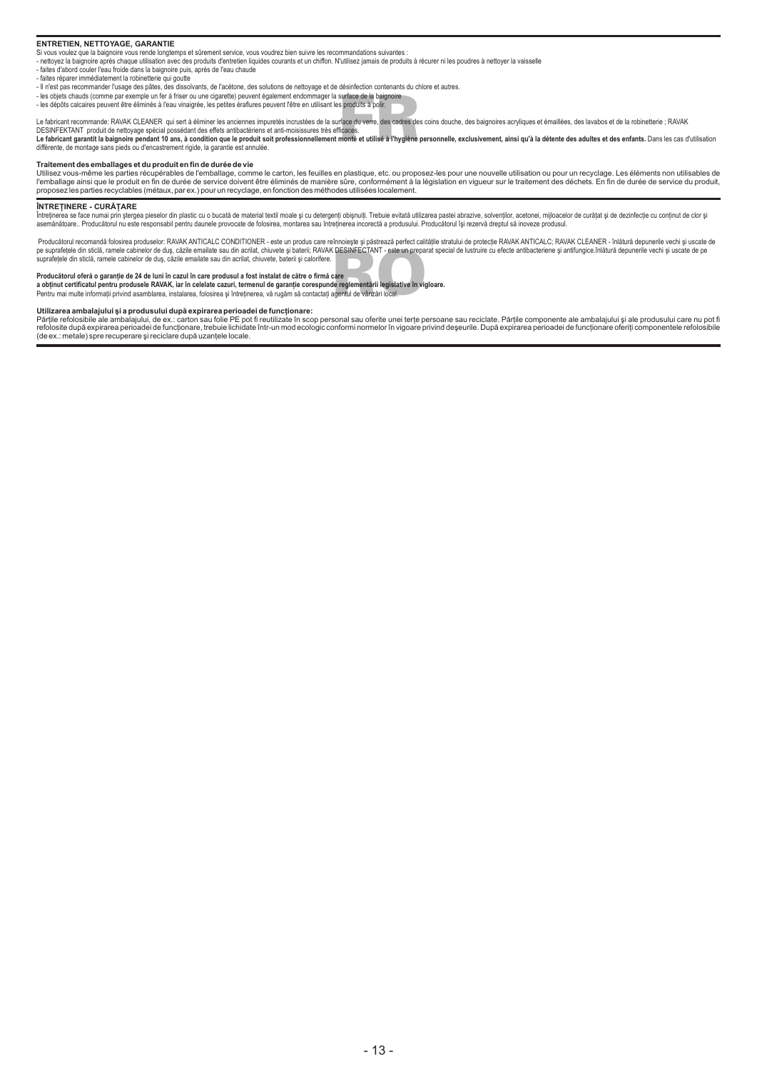## ENTRETIEN, NETTOYAGE, GARANTIE

Si vous voulez que la baignoire vous rende longtemps et sûrement service, vous voudrez bien suivre les recommandations suivantes :

- nettoyez la baignoire après chaque utilisation avec des produits d'entretien liquides courants et un chiffon. N'utilisez jamais de produits à récurer ni les poudres à nettoyer la vaisselle
- faites d'abord couler l'eau froide dans la baignoire puis, après de l'eau chaude
- faites réparer immédiatement la robinetterie qui goutte
- Il n'est pas recommander l'usage des pâtes, des dissolvants, de l'acétone, des solutions de nettoyage et de désinfection contenants du chlore et autres.
- les objets chauds (comme par exemple un fer à friser ou une cigarette) peuvent également endommager la surface de la baignoire
- les dépôts calcaires peuvent être éliminés à l'eau vinaigrée, les petites éraflures peuvent l'être en utilisant les produits à polir.

Le fabricant recommande: RAVAK CLEANER qui sert à éliminer les anciennes impuretés incrustées de la surface du verre, des cadres des coins douche, des baignoires acryliques et émaillées, des lavabos et de la robinetterie ; RAVAK DESINFEKTANT produit de nettoyage spécial possédant des effets antibactériens et anti-moisissures très efficaces.

**Le fabricant garantit la baignoire pendant 10 ans, à condition que le produit soit professionnellement monté et utilisé à l'hygiène personnelle, exclusivement, ainsi qu'à la détente des adultes et des enfants.** Dans les cas d'utilisation différente, de montage sans pieds ou d'encastrement rigide, la garantie est annulée.

### Traitement des emballages et du produit en fin de durée de vie

Utilisez vous-même les parties récupérables de l'emballage, comme le carton, les feuilles en plastique, etc. ou proposez-les pour une nouvelle utilisation ou pour un recyclage. Les éléments non utilisables de l'emballage ainsi que le produit en fin de durée de service doivent être éliminés de manière sûre, conformément à la législation en vigueur sur le traitement des déchets. En fin de durée de service du produit, proposez les parties recyclables (métaux, par ex.) pour un recyclage, en fonction des méthodes utilisées localement.

## ÎNTREȚINERE - CURĂȚARE

Întreținerea se face numai prin ștergea pieselor din plastic cu o bucată de material textil moale și cu detergenți obișnuiți. Trebuie evitată utilizarea pastei abrazive, solvenților, acetonei, mijloacelor de curățat și de dezinfecție cu conținut de clor și asemănătoare.. Producătorul nu este responsabil pentru daunele provocate de folosirea, montarea sau întreținerea incorectă a produsului. Producătorul își rezervă dreptul să inoveze produsul.

Producătorul recomandă folosirea produselor: RAVAK ANTICALC CONDITIONER - este un produs care reînnoiește și păstrează perfect calitățile stratului de protecție RAVAK ANTICALC; RAVAK CLEANER - înlătură depunerile vechi și uscate de pe suprafețele din sticlă, ramele cabinelor de duș, căzile emailate sau din acrilat, chiuvete și baterii; RAVAK DESINFECTANT - este un preparat special de lustruire cu efecte antibacteriene și antifungice.Înlătură depunerile vechi și uscate de pe suprafețele din sticlă, ramele cabinelor de duș, căzile emailate sau din acrilat, chiuvete, baterii și calorifere.

**Producătorul oferă o garanție de 24 de luni în cazul în care produsul a fost instalat de către o firmă care a obținut certificatul pentru produsele RAVAK, iar în celelate cazuri, termenul de garanție corespunde reglementării legislative în vigloare.**

Pentru mai multe informații privind asamblarea, instalarea, folosirea și întreținerea, vă rugăm să contactați agentul de vânzări local.

### Utilizarea ambalajului și a produsului după expirarea perioadei de funcționare:

Părțile refolosibile ale ambalajului, de ex.: carton sau folie PE pot fi reutilizate în scop personal sau oferite unei terțe persoane sau reciclate. Părțile componente ale ambalajului și ale produsului care nu pot fi refolosite după expirarea perioadei de funcționare, trebuie lichidate într-un mod ecologic conformi normelor în vigoare privind deșeurile. După expirarea perioadei de funcționare oferiți componentele refolosibile (de ex.: metale) spre recuperare și reciclare după uzanțele locale.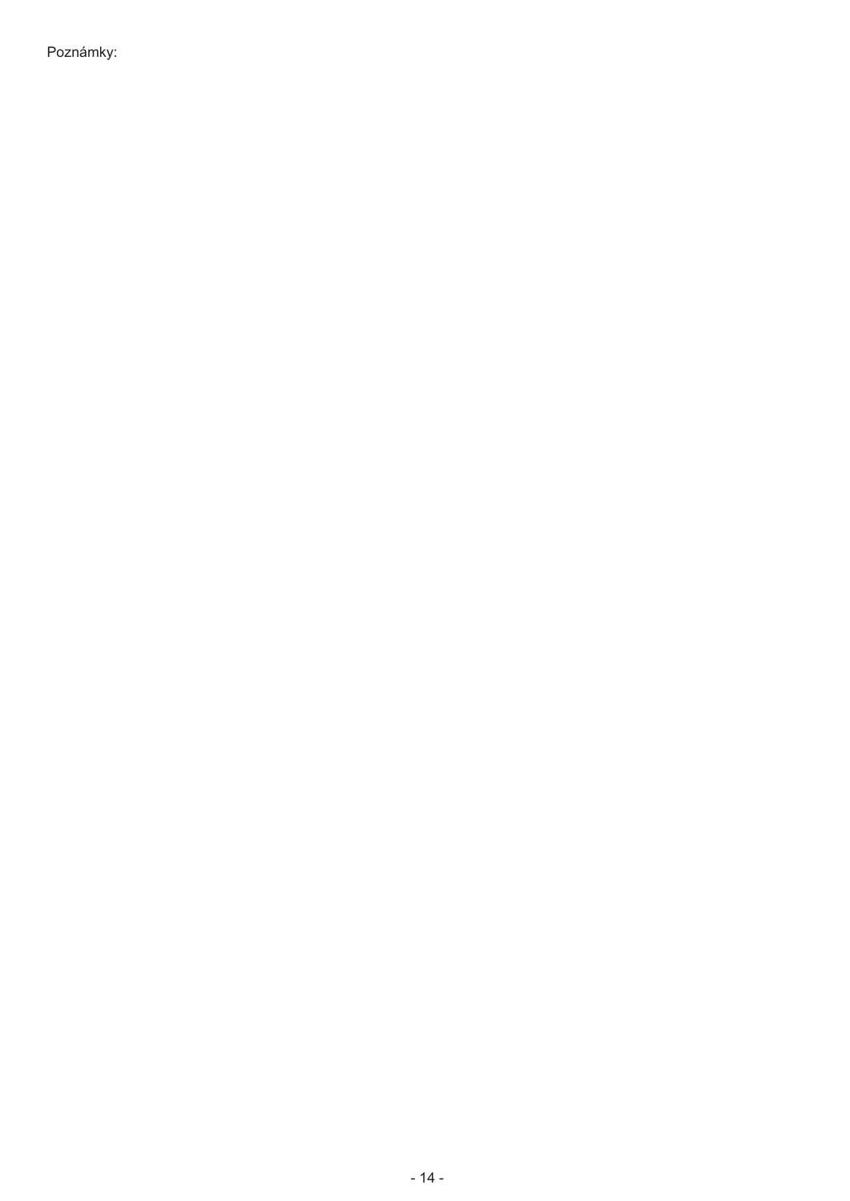Poznámky: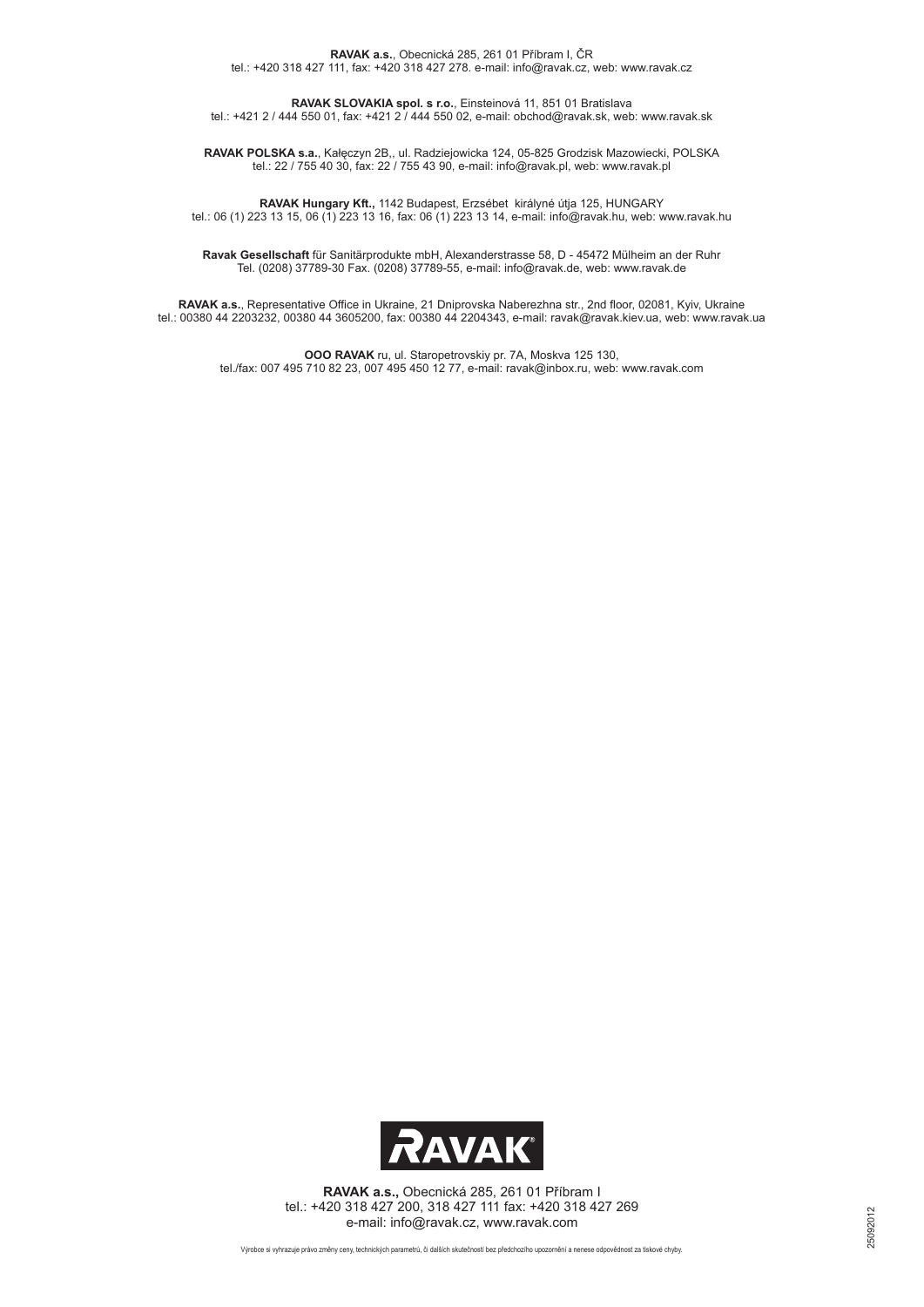**RAVAK a.s.**, Obecnická 285, 261 01 Příbram I, ČR
tel.: +420 318 427 111, fax: +420 318 427 278. e-mail: info@ravak.cz, web: www.ravak.cz

**RAVAK SLOVAKIA spol. s r.o.**, Einsteinová 11, 851 01 Bratislava
tel.: +421 2 / 444 550 01, fax: +421 2 / 444 550 02, e-mail: obchod@ravak.sk, web: www.ravak.sk

**RAVAK POLSKA s.a.**, Kałęczyn 2B,, ul. Radziejowicka 124, 05-825 Grodzisk Mazowiecki, POLSKA
tel.: 22 / 755 40 30, fax: 22 / 755 43 90, e-mail: info@ravak.pl, web: www.ravak.pl

**RAVAK Hungary Kft.,** 1142 Budapest, Erzsébet királyné útja 125, HUNGARY
tel.: 06 (1) 223 13 15, 06 (1) 223 13 16, fax: 06 (1) 223 13 14, e-mail: info@ravak.hu, web: www.ravak.hu

**Ravak Gesellschaft** für Sanitärprodukte mbH, Alexanderstrasse 58, D - 45472 Mülheim an der Ruhr
Tel. (0208) 37789-30 Fax. (0208) 37789-55, e-mail: info@ravak.de, web: www.ravak.de

**RAVAK a.s.**, Representative Office in Ukraine, 21 Dniprovska Naberezhna str., 2nd floor, 02081, Kyiv, Ukraine
tel.: 00380 44 2203232, 00380 44 3605200, fax: 00380 44 2204343, e-mail: ravak@ravak.kiev.ua, web: www.ravak.ua

**OOO RAVAK** ru, ul. Staropetrovskiy pr. 7A, Moskva 125 130,
tel./fax: 007 495 710 82 23, 007 495 450 12 77, e-mail: ravak@inbox.ru, web: www.ravak.com

RAVAK®

**RAVAK a.s.,** Obecnická 285, 261 01 Příbram I
tel.: +420 318 427 200, 318 427 111 fax: +420 318 427 269
e-mail: info@ravak.cz, www.ravak.com

Výrobce si vyhrazuje právo změny ceny, technických parametrů, či dalších skutečností bez předchozího upozornění a nenese odpovědnost za tiskové chyby.

25092012